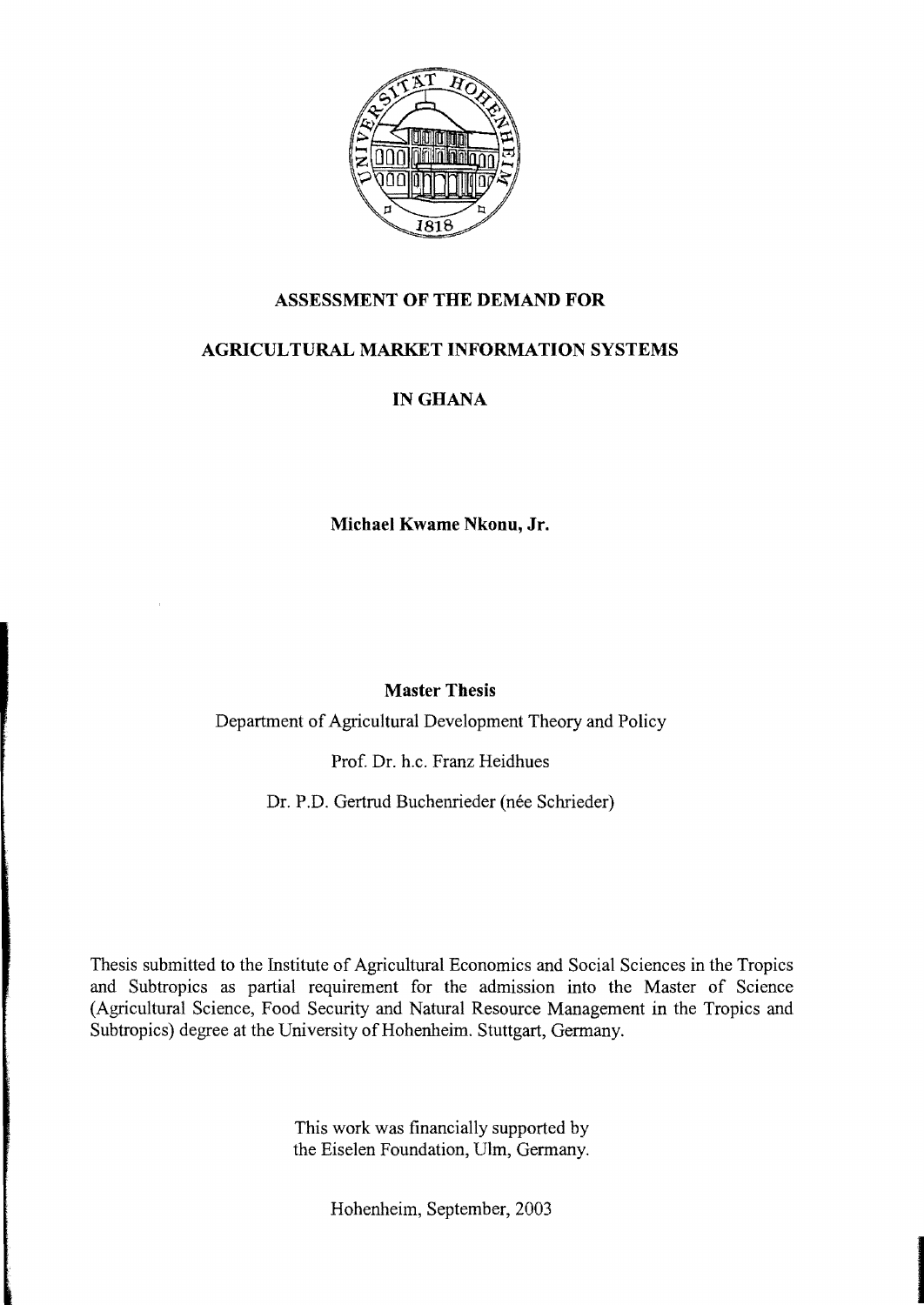# ASSESSMENT OF THE DEMAND FOR AGRICULTURAL MARKET INFORMATION SYSTEMS IN GHANA

**Michael Kwame Nkonu, Jr.**

**Master Thesis**

Department of Agricultural Development Theory and Policy

Prof. Dr. h.c. Franz Heidhues

Dr. P.D. Gertrud Buchenrieder (née Schrieder)

Thesis submitted to the Institute of Agricultural Economics and Social Sciences in the Tropics and Subtropics as partial requirement for the admission into the Master of Science (Agricultural Science, Food Security and Natural Resource Management in the Tropics and Subtropics) degree at the University of Hohenheim. Stuttgart, Germany.

This work was financially supported by the Eiselen Foundation, Ulm, Germany.

Hohenheim, September, 2003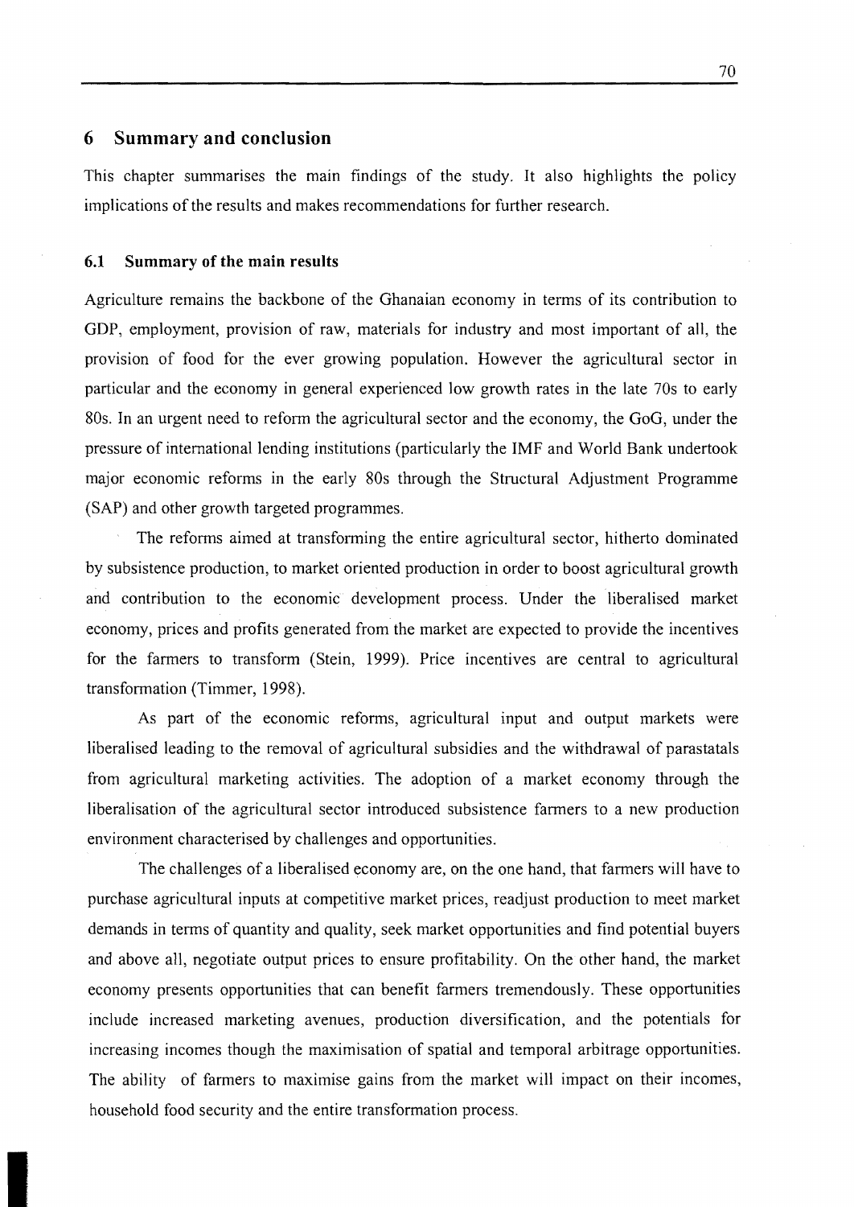## 6 Summary and conclusion

This chapter summarises the main findings of the study. It also highlights the policy implications of the results and makes recommendations for further research.

### 6.1 Summary of the main results

Agriculture remains the backbone of the Ghanaian economy in terms of its contribution to GDP, employment, provision of raw, materials for industry and most important of all, the provision of food for the ever growing population. However the agricultural sector in particular and the economy in general experienced low growth rates in the late 70s to early 80s. In an urgent need to reform the agricultural sector and the economy, the GoG, under the pressure of international lending institutions (particularly the IMF and World Bank undertook major economic reforms in the early 80s through the Structural Adjustment Programme (SAP) and other growth targeted programmes.

The reforms aimed at transforming the entire agricultural sector, hitherto dominated by subsistence production, to market oriented production in order to boost agricultural growth and contribution to the economic development process. Under the liberalised market economy, prices and profits generated from the market are expected to provide the incentives for the farmers to transform (Stein, 1999). Price incentives are central to agricultural transformation (Timmer, 1998).

As part of the economic reforms, agricultural input and output markets were liberalised leading to the removal of agricultural subsidies and the withdrawal of parastatals from agricultural marketing activities. The adoption of a market economy through the liberalisation of the agricultural sector introduced subsistence farmers to a new production environment characterised by challenges and opportunities.

The challenges of a liberalised economy are, on the one hand, that farmers will have to purchase agricultural inputs at competitive market prices, readjust production to meet market demands in terms of quantity and quality, seek market opportunities and find potential buyers and above all, negotiate output prices to ensure profitability. On the other hand, the market economy presents opportunities that can benefit farmers tremendously. These opportunities include increased marketing avenues, production diversification, and the potentials for increasing incomes though the maximisation of spatial and temporal arbitrage opportunities. The ability of farmers to maximise gains from the market will impact on their incomes, household food security and the entire transformation process.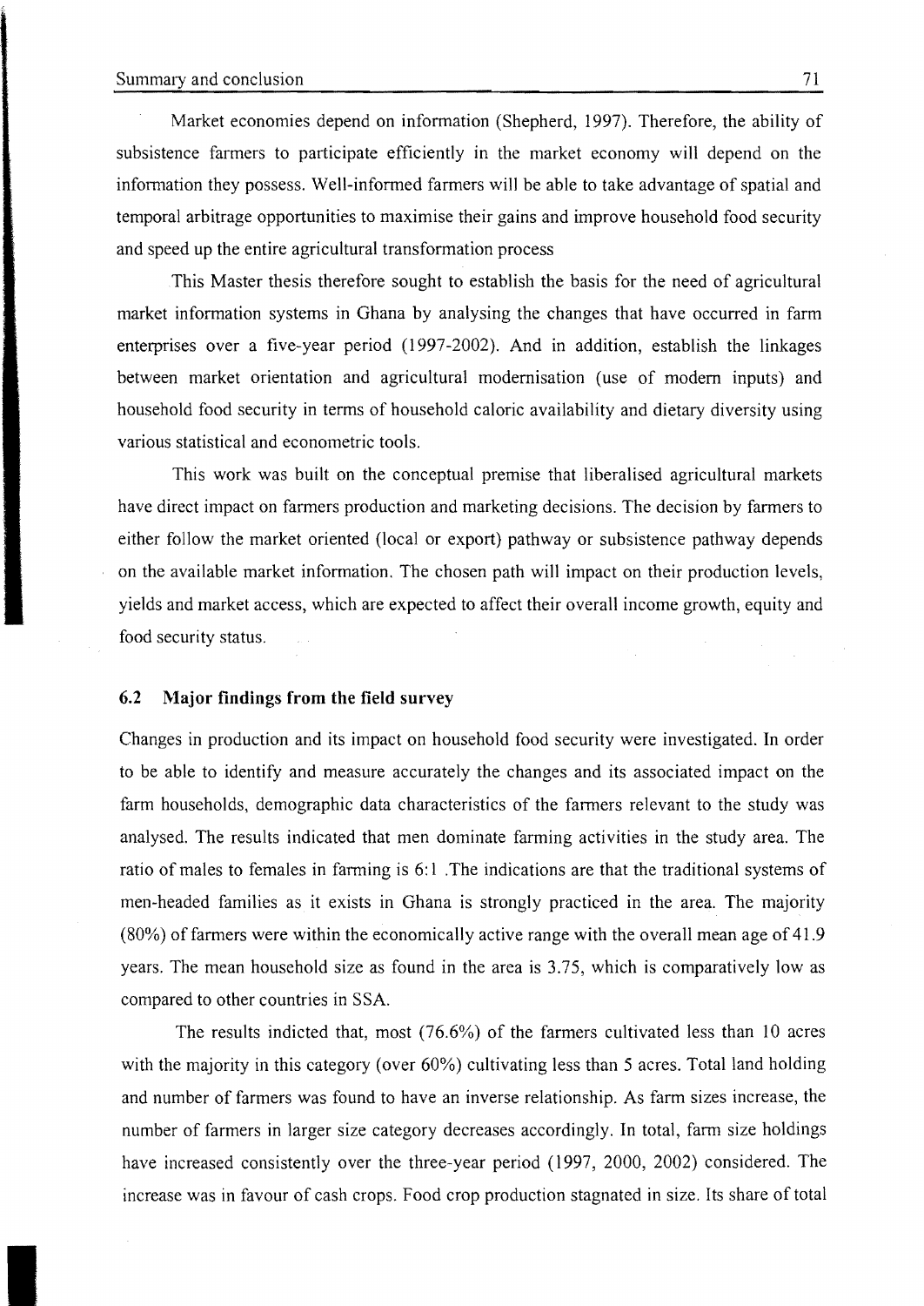Market economies depend on information (Shepherd, 1997). Therefore, the ability of subsistence farmers to participate efficiently in the market economy will depend on the information they possess. Well-informed farmers will be able to take advantage of spatial and temporal arbitrage opportunities to maximise their gains and improve household food security and speed up the entire agricultural transformation process

This Master thesis therefore sought to establish the basis for the need of agricultural market information systems in Ghana by analysing the changes that have occurred in farm enterprises over a five-year period (1997-2002). And in addition, establish the linkages between market orientation and agricultural modernisation (use of modern inputs) and household food security in terms of household caloric availability and dietary diversity using various statistical and econometric tools.

This work was built on the conceptual premise that liberalised agricultural markets have direct impact on farmers production and marketing decisions. The decision by farmers to either follow the market oriented (local or export) pathway or subsistence pathway depends on the available market information. The chosen path will impact on their production levels, yields and market access, which are expected to affect their overall income growth, equity and food security status.

## 6.2 Major findings from the field survey

Changes in production and its impact on household food security were investigated. In order to be able to identify and measure accurately the changes and its associated impact on the farm households, demographic data characteristics of the farmers relevant to the study was analysed. The results indicated that men dominate farming activities in the study area. The ratio of males to females in farming is 6:1 .The indications are that the traditional systems of men-headed families as it exists in Ghana is strongly practiced in the area. The majority (80%) of farmers were within the economically active range with the overall mean age of 41.9 years. The mean household size as found in the area is 3.75, which is comparatively low as compared to other countries in SSA.

The results indicted that, most (76.6%) of the farmers cultivated less than 10 acres with the majority in this category (over 60%) cultivating less than 5 acres. Total land holding and number of farmers was found to have an inverse relationship. As farm sizes increase, the number of farmers in larger size category decreases accordingly. In total, farm size holdings have increased consistently over the three-year period (1997, 2000, 2002) considered. The increase was in favour of cash crops. Food crop production stagnated in size. Its share of total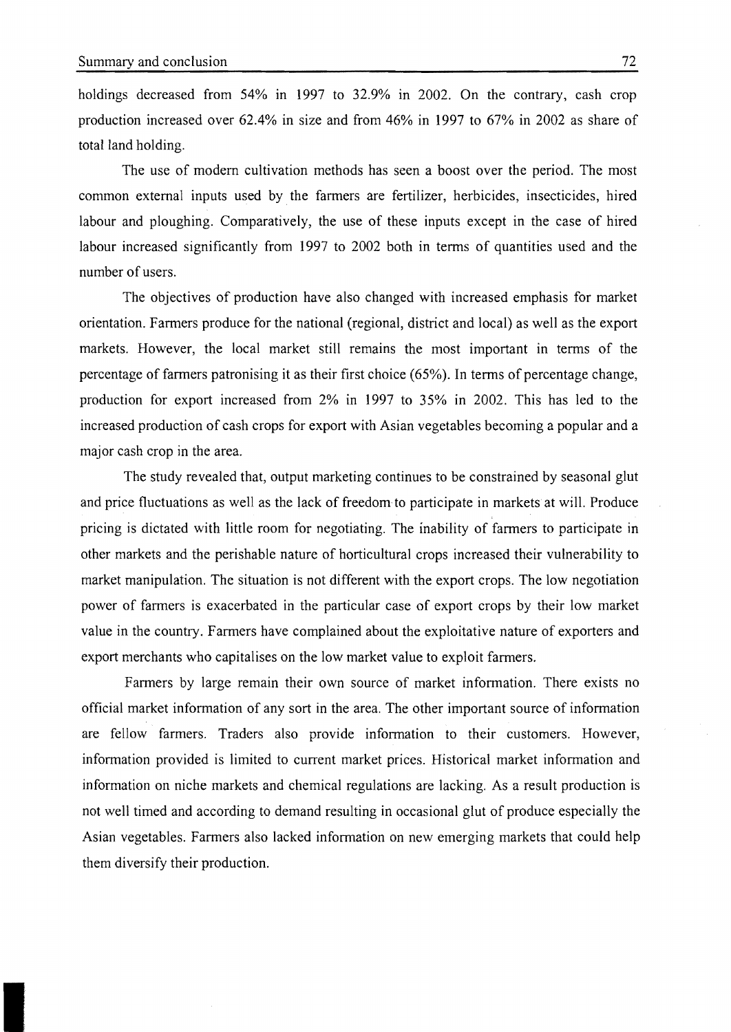holdings decreased from 54% in 1997 to 32.9% in 2002. On the contrary, cash crop production increased over 62.4% in size and from 46% in 1997 to 67% in 2002 as share of total land holding.

The use of modern cultivation methods has seen a boost over the period. The most common external inputs used by the farmers are fertilizer, herbicides, insecticides, hired labour and ploughing. Comparatively, the use of these inputs except in the case of hired labour increased significantly from 1997 to 2002 both in terms of quantities used and the number of users.

The objectives of production have also changed with increased emphasis for market orientation. Farmers produce for the national (regional, district and local) as well as the export markets. However, the local market still remains the most important in terms of the percentage of farmers patronising it as their first choice (65%). In terms of percentage change, production for export increased from 2% in 1997 to 35% in 2002. This has led to the increased production of cash crops for export with Asian vegetables becoming a popular and a major cash crop in the area.

The study revealed that, output marketing continues to be constrained by seasonal glut and price fluctuations as well as the lack of freedom to participate in markets at will. Produce pricing is dictated with little room for negotiating. The inability of farmers to participate in other markets and the perishable nature of horticultural crops increased their vulnerability to market manipulation. The situation is not different with the export crops. The low negotiation power of farmers is exacerbated in the particular case of export crops by their low market value in the country. Farmers have complained about the exploitative nature of exporters and export merchants who capitalises on the low market value to exploit farmers.

Farmers by large remain their own source of market information. There exists no official market information of any sort in the area. The other important source of information are fellow farmers. Traders also provide information to their customers. However, information provided is limited to current market prices. Historical market information and information on niche markets and chemical regulations are lacking. As a result production is not well timed and according to demand resulting in occasional glut of produce especially the Asian vegetables. Farmers also lacked information on new emerging markets that could help them diversify their production.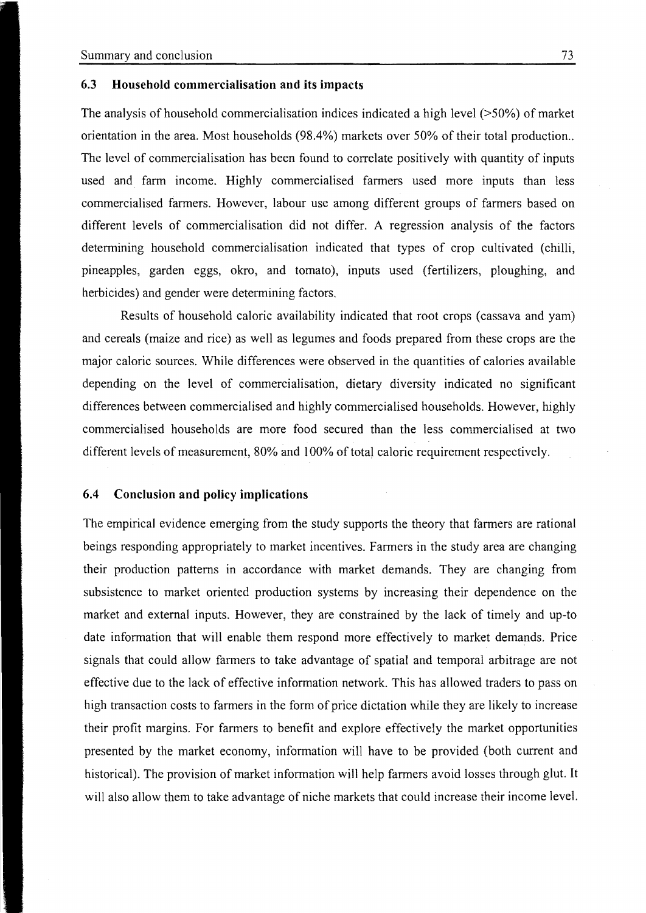### 6.3 Household commercialisation and its impacts

The analysis of household commercialisation indices indicated a high level (>50%) of market orientation in the area. Most households (98.4%) markets over 50% of their total production.. The level of commercialisation has been found to correlate positively with quantity of inputs used and farm income. Highly commercialised farmers used more inputs than less commercialised farmers. However, labour use among different groups of farmers based on different levels of commercialisation did not differ. A regression analysis of the factors determining household commercialisation indicated that types of crop cultivated (chilli, pineapples, garden eggs, okro, and tomato), inputs used (fertilizers, ploughing, and herbicides) and gender were determining factors.

Results of household caloric availability indicated that root crops (cassava and yam) and cereals (maize and rice) as well as legumes and foods prepared from these crops are the major caloric sources. While differences were observed in the quantities of calories available depending on the level of commercialisation, dietary diversity indicated no significant differences between commercialised and highly commercialised households. However, highly commercialised households are more food secured than the less commercialised at two different levels of measurement, 80% and 100% of total caloric requirement respectively.

### 6.4 Conclusion and policy implications

The empirical evidence emerging from the study supports the theory that farmers are rational beings responding appropriately to market incentives. Farmers in the study area are changing their production patterns in accordance with market demands. They are changing from subsistence to market oriented production systems by increasing their dependence on the market and external inputs. However, they are constrained by the lack of timely and up-to date information that will enable them respond more effectively to market demands. Price signals that could allow farmers to take advantage of spatial and temporal arbitrage are not effective due to the lack of effective information network. This has allowed traders to pass on high transaction costs to farmers in the form of price dictation while they are likely to increase their profit margins. For farmers to benefit and explore effectively the market opportunities presented by the market economy, information will have to be provided (both current and historical). The provision of market information will help farmers avoid losses through glut. It will also allow them to take advantage of niche markets that could increase their income level.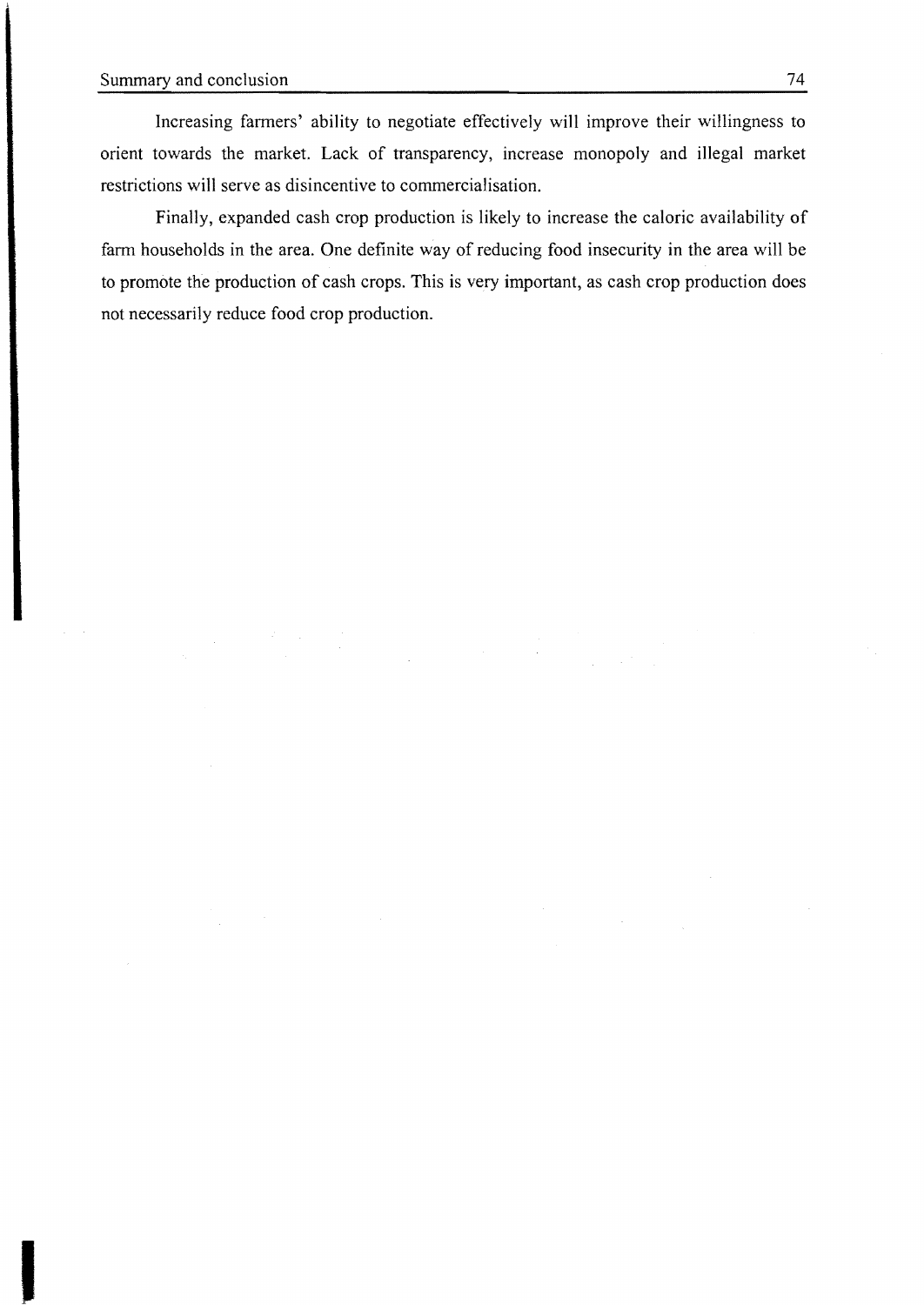Increasing farmers' ability to negotiate effectively will improve their willingness to orient towards the market. Lack of transparency, increase monopoly and illegal market restrictions will serve as disincentive to commercialisation.

Finally, expanded cash crop production is likely to increase the caloric availability of farm households in the area. One definite way of reducing food insecurity in the area will be to promote the production of cash crops. This is very important, as cash crop production does not necessarily reduce food crop production.